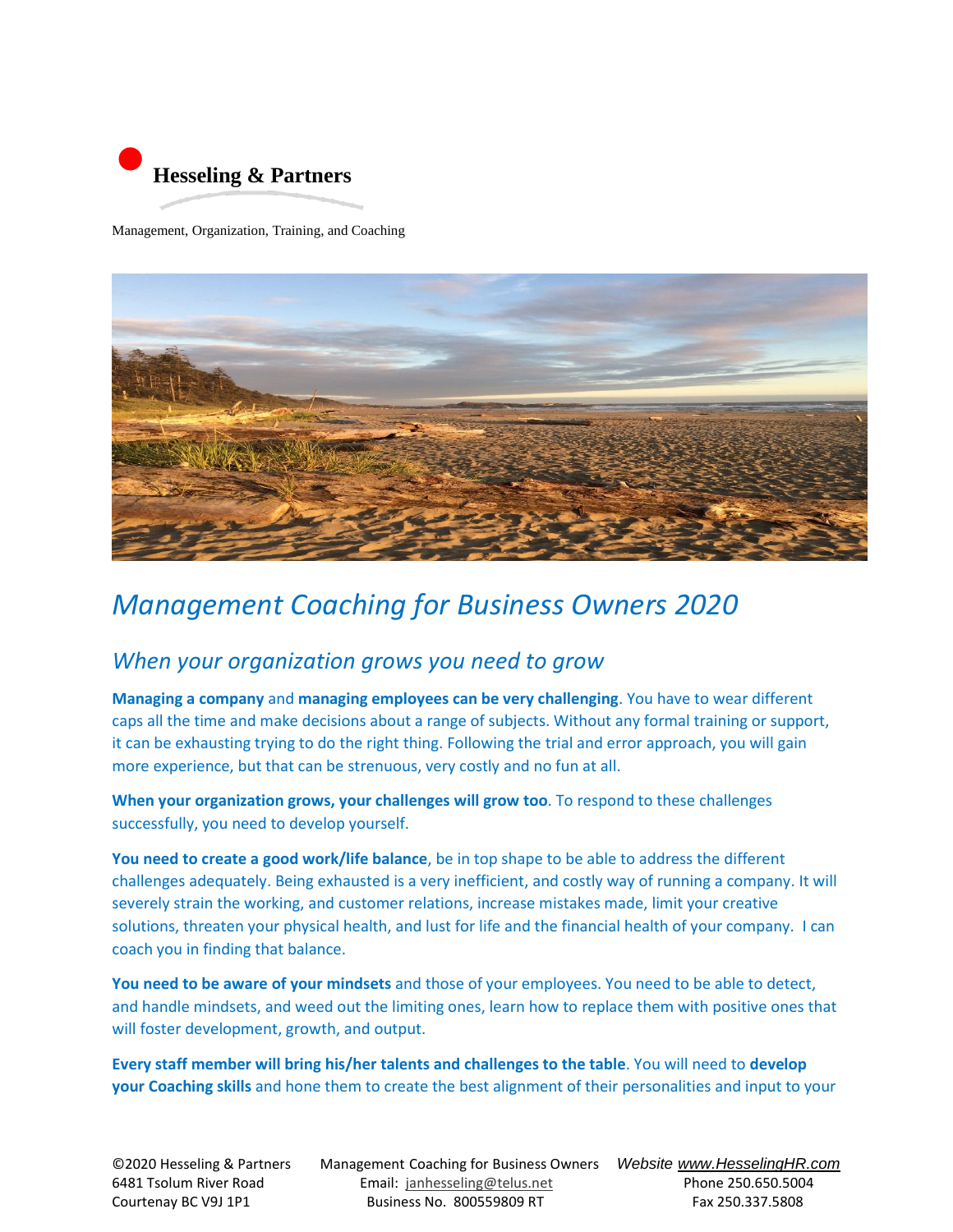**Hesseling & Partners**

Management, Organization, Training, and Coaching

# *Management Coaching for Business Owners 2020*

## *When your organization grows you need to grow*

**Managing a company** and **managing employees can be very challenging**. You have to wear different caps all the time and make decisions about a range of subjects. Without any formal training or support, it can be exhausting trying to do the right thing. Following the trial and error approach, you will gain more experience, but that can be strenuous, very costly and no fun at all.

**When your organization grows, your challenges will grow too**. To respond to these challenges successfully, you need to develop yourself.

**You need to create a good work/life balance**, be in top shape to be able to address the different challenges adequately. Being exhausted is a very inefficient, and costly way of running a company. It will severely strain the working, and customer relations, increase mistakes made, limit your creative solutions, threaten your physical health, and lust for life and the financial health of your company. I can coach you in finding that balance.

**You need to be aware of your mindsets** and those of your employees. You need to be able to detect, and handle mindsets, and weed out the limiting ones, learn how to replace them with positive ones that will foster development, growth, and output.

**Every staff member will bring his/her talents and challenges to the table**. You will need to **develop your Coaching skills** and hone them to create the best alignment of their personalities and input to your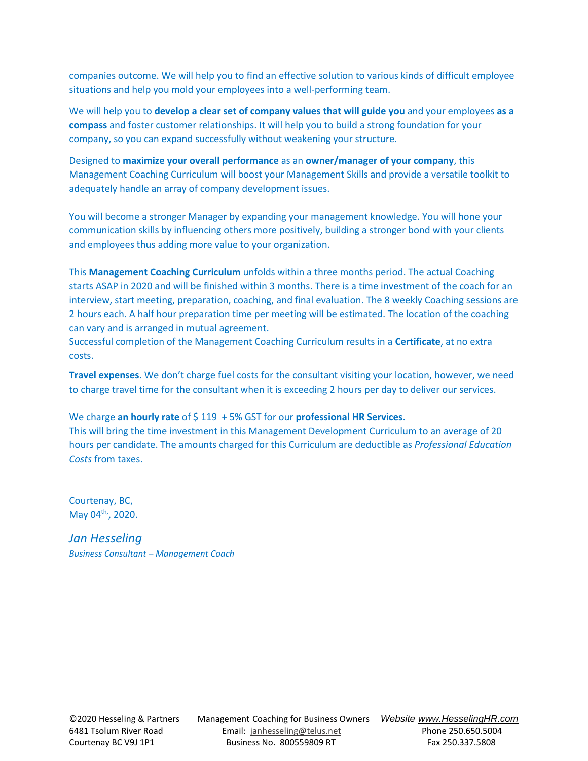companies outcome. We will help you to find an effective solution to various kinds of difficult employee situations and help you mold your employees into a well-performing team.

We will help you to **develop a clear set of company values that will guide you** and your employees **as a compass** and foster customer relationships. It will help you to build a strong foundation for your company, so you can expand successfully without weakening your structure.

Designed to **maximize your overall performance** as an **owner/manager of your company**, this Management Coaching Curriculum will boost your Management Skills and provide a versatile toolkit to adequately handle an array of company development issues.

You will become a stronger Manager by expanding your management knowledge. You will hone your communication skills by influencing others more positively, building a stronger bond with your clients and employees thus adding more value to your organization.

This **Management Coaching Curriculum** unfolds within a three months period. The actual Coaching starts ASAP in 2020 and will be finished within 3 months. There is a time investment of the coach for an interview, start meeting, preparation, coaching, and final evaluation. The 8 weekly Coaching sessions are 2 hours each. A half hour preparation time per meeting will be estimated. The location of the coaching can vary and is arranged in mutual agreement.
Successful completion of the Management Coaching Curriculum results in a **Certificate**, at no extra costs.

**Travel expenses**. We don't charge fuel costs for the consultant visiting your location, however, we need to charge travel time for the consultant when it is exceeding 2 hours per day to deliver our services.

We charge **an hourly rate** of $ 119 + 5% GST for our **professional HR Services**.
This will bring the time investment in this Management Development Curriculum to an average of 20 hours per candidate. The amounts charged for this Curriculum are deductible as *Professional Education Costs* from taxes.

Courtenay, BC,
May 04th, 2020.

*Jan Hesseling*
*Business Consultant – Management Coach*

©2020 Hesseling & Partners
6481 Tsolum River Road
Courtenay BC V9J 1P1

Management Coaching for Business Owners
Email: janhesseling@telus.net
Business No. 800559809 RT

*Website www.HesselingHR.com*
Phone 250.650.5004
Fax 250.337.5808